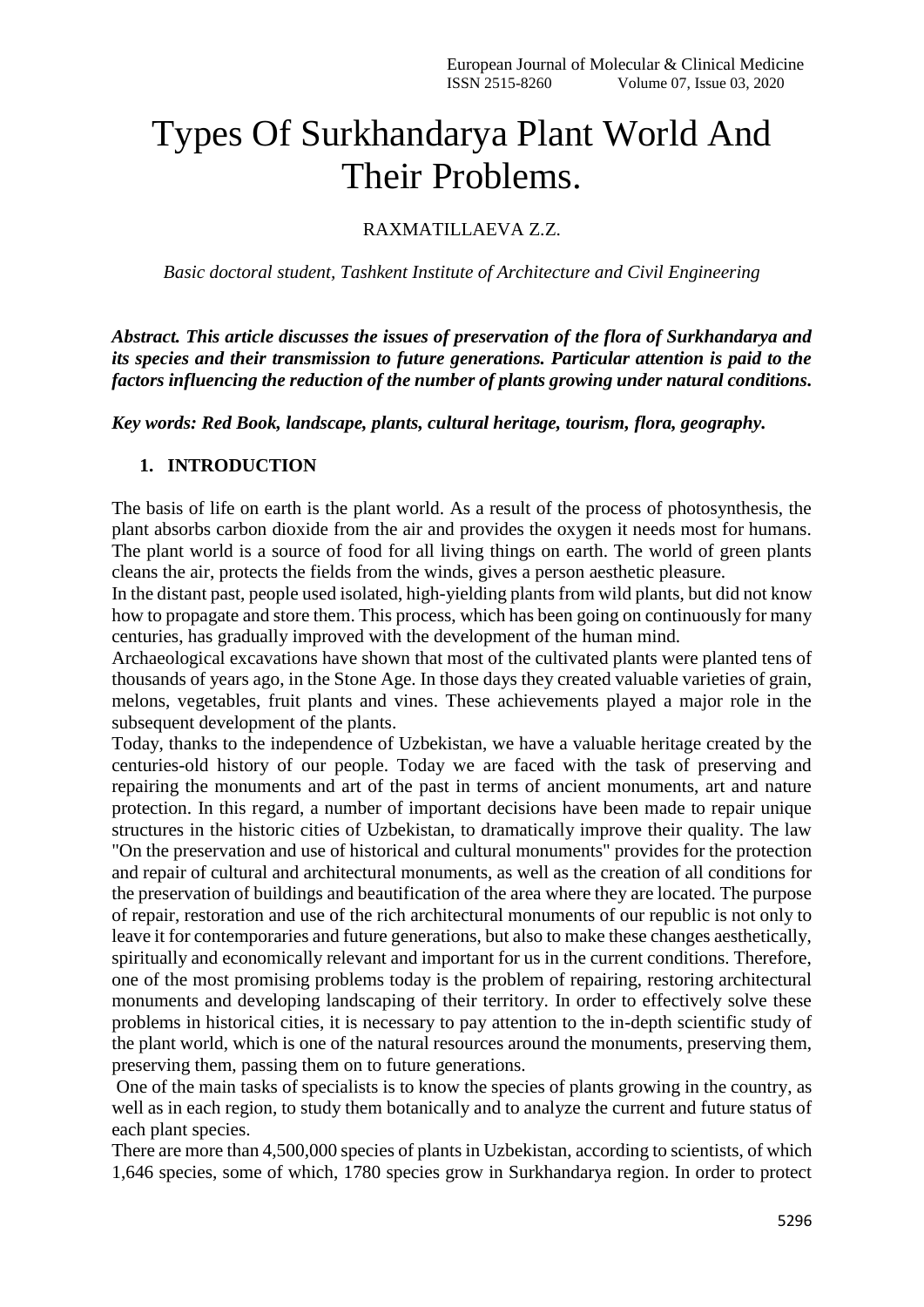# Types Of Surkhandarya Plant World And Their Problems.

RAXMATILLAEVA Z.Z.

*Basic doctoral student, Tashkent Institute of Architecture and Civil Engineering*

***Abstract. This article discusses the issues of preservation of the flora of Surkhandarya and its species and their transmission to future generations. Particular attention is paid to the factors influencing the reduction of the number of plants growing under natural conditions.***

***Key words: Red Book, landscape, plants, cultural heritage, tourism, flora, geography.***

## 1. INTRODUCTION

The basis of life on earth is the plant world. As a result of the process of photosynthesis, the plant absorbs carbon dioxide from the air and provides the oxygen it needs most for humans. The plant world is a source of food for all living things on earth. The world of green plants cleans the air, protects the fields from the winds, gives a person aesthetic pleasure.

In the distant past, people used isolated, high-yielding plants from wild plants, but did not know how to propagate and store them. This process, which has been going on continuously for many centuries, has gradually improved with the development of the human mind.

Archaeological excavations have shown that most of the cultivated plants were planted tens of thousands of years ago, in the Stone Age. In those days they created valuable varieties of grain, melons, vegetables, fruit plants and vines. These achievements played a major role in the subsequent development of the plants.

Today, thanks to the independence of Uzbekistan, we have a valuable heritage created by the centuries-old history of our people. Today we are faced with the task of preserving and repairing the monuments and art of the past in terms of ancient monuments, art and nature protection. In this regard, a number of important decisions have been made to repair unique structures in the historic cities of Uzbekistan, to dramatically improve their quality. The law "On the preservation and use of historical and cultural monuments" provides for the protection and repair of cultural and architectural monuments, as well as the creation of all conditions for the preservation of buildings and beautification of the area where they are located. The purpose of repair, restoration and use of the rich architectural monuments of our republic is not only to leave it for contemporaries and future generations, but also to make these changes aesthetically, spiritually and economically relevant and important for us in the current conditions. Therefore, one of the most promising problems today is the problem of repairing, restoring architectural monuments and developing landscaping of their territory. In order to effectively solve these problems in historical cities, it is necessary to pay attention to the in-depth scientific study of the plant world, which is one of the natural resources around the monuments, preserving them, preserving them, passing them on to future generations.

One of the main tasks of specialists is to know the species of plants growing in the country, as well as in each region, to study them botanically and to analyze the current and future status of each plant species.

There are more than 4,500,000 species of plants in Uzbekistan, according to scientists, of which 1,646 species, some of which, 1780 species grow in Surkhandarya region. In order to protect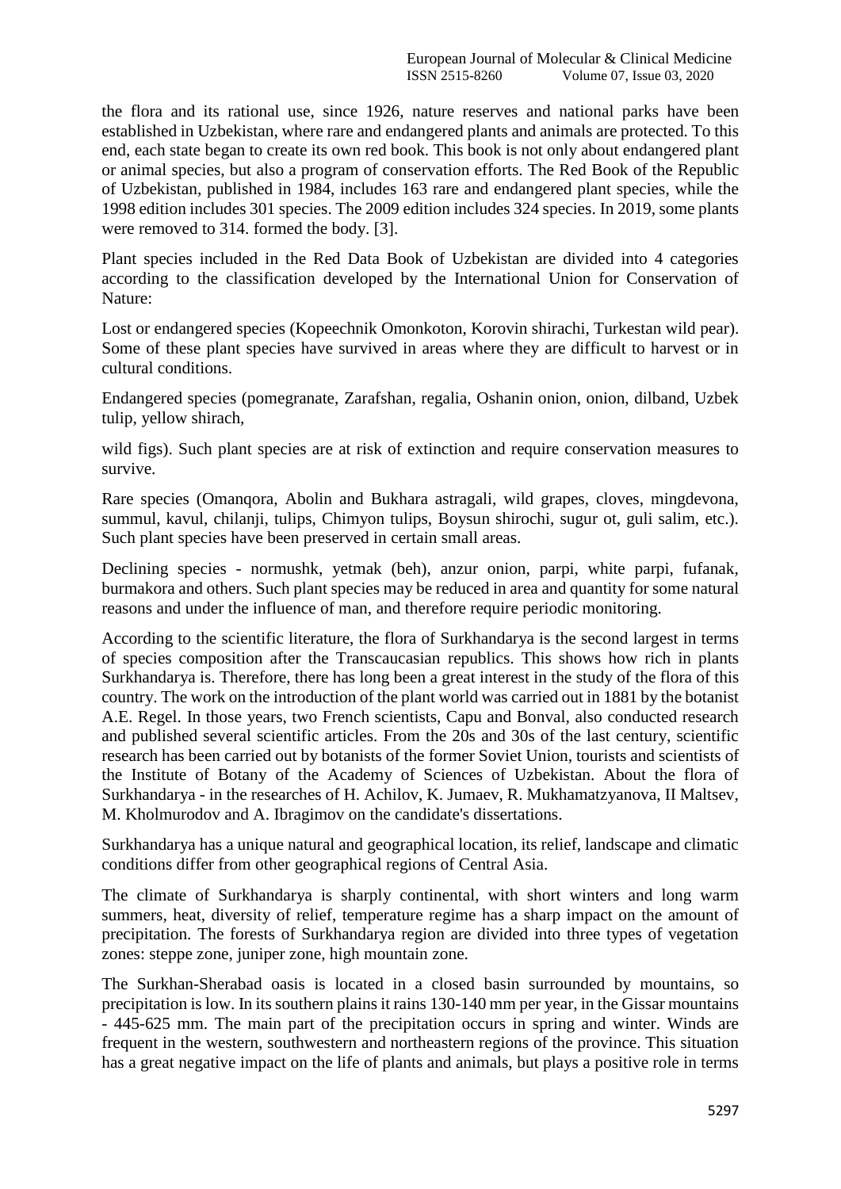the flora and its rational use, since 1926, nature reserves and national parks have been established in Uzbekistan, where rare and endangered plants and animals are protected. To this end, each state began to create its own red book. This book is not only about endangered plant or animal species, but also a program of conservation efforts. The Red Book of the Republic of Uzbekistan, published in 1984, includes 163 rare and endangered plant species, while the 1998 edition includes 301 species. The 2009 edition includes 324 species. In 2019, some plants were removed to 314. formed the body. [3].

Plant species included in the Red Data Book of Uzbekistan are divided into 4 categories according to the classification developed by the International Union for Conservation of Nature:

Lost or endangered species (Kopeechnik Omonkoton, Korovin shirachi, Turkestan wild pear). Some of these plant species have survived in areas where they are difficult to harvest or in cultural conditions.

Endangered species (pomegranate, Zarafshan, regalia, Oshanin onion, onion, dilband, Uzbek tulip, yellow shirach,

wild figs). Such plant species are at risk of extinction and require conservation measures to survive.

Rare species (Omanqora, Abolin and Bukhara astragali, wild grapes, cloves, mingdevona, summul, kavul, chilanji, tulips, Chimyon tulips, Boysun shirochi, sugur ot, guli salim, etc.). Such plant species have been preserved in certain small areas.

Declining species - normushk, yetmak (beh), anzur onion, parpi, white parpi, fufanak, burmakora and others. Such plant species may be reduced in area and quantity for some natural reasons and under the influence of man, and therefore require periodic monitoring.

According to the scientific literature, the flora of Surkhandarya is the second largest in terms of species composition after the Transcaucasian republics. This shows how rich in plants Surkhandarya is. Therefore, there has long been a great interest in the study of the flora of this country. The work on the introduction of the plant world was carried out in 1881 by the botanist A.E. Regel. In those years, two French scientists, Capu and Bonval, also conducted research and published several scientific articles. From the 20s and 30s of the last century, scientific research has been carried out by botanists of the former Soviet Union, tourists and scientists of the Institute of Botany of the Academy of Sciences of Uzbekistan. About the flora of Surkhandarya - in the researches of H. Achilov, K. Jumaev, R. Mukhamatzyanova, II Maltsev, M. Kholmurodov and A. Ibragimov on the candidate's dissertations.

Surkhandarya has a unique natural and geographical location, its relief, landscape and climatic conditions differ from other geographical regions of Central Asia.

The climate of Surkhandarya is sharply continental, with short winters and long warm summers, heat, diversity of relief, temperature regime has a sharp impact on the amount of precipitation. The forests of Surkhandarya region are divided into three types of vegetation zones: steppe zone, juniper zone, high mountain zone.

The Surkhan-Sherabad oasis is located in a closed basin surrounded by mountains, so precipitation is low. In its southern plains it rains 130-140 mm per year, in the Gissar mountains - 445-625 mm. The main part of the precipitation occurs in spring and winter. Winds are frequent in the western, southwestern and northeastern regions of the province. This situation has a great negative impact on the life of plants and animals, but plays a positive role in terms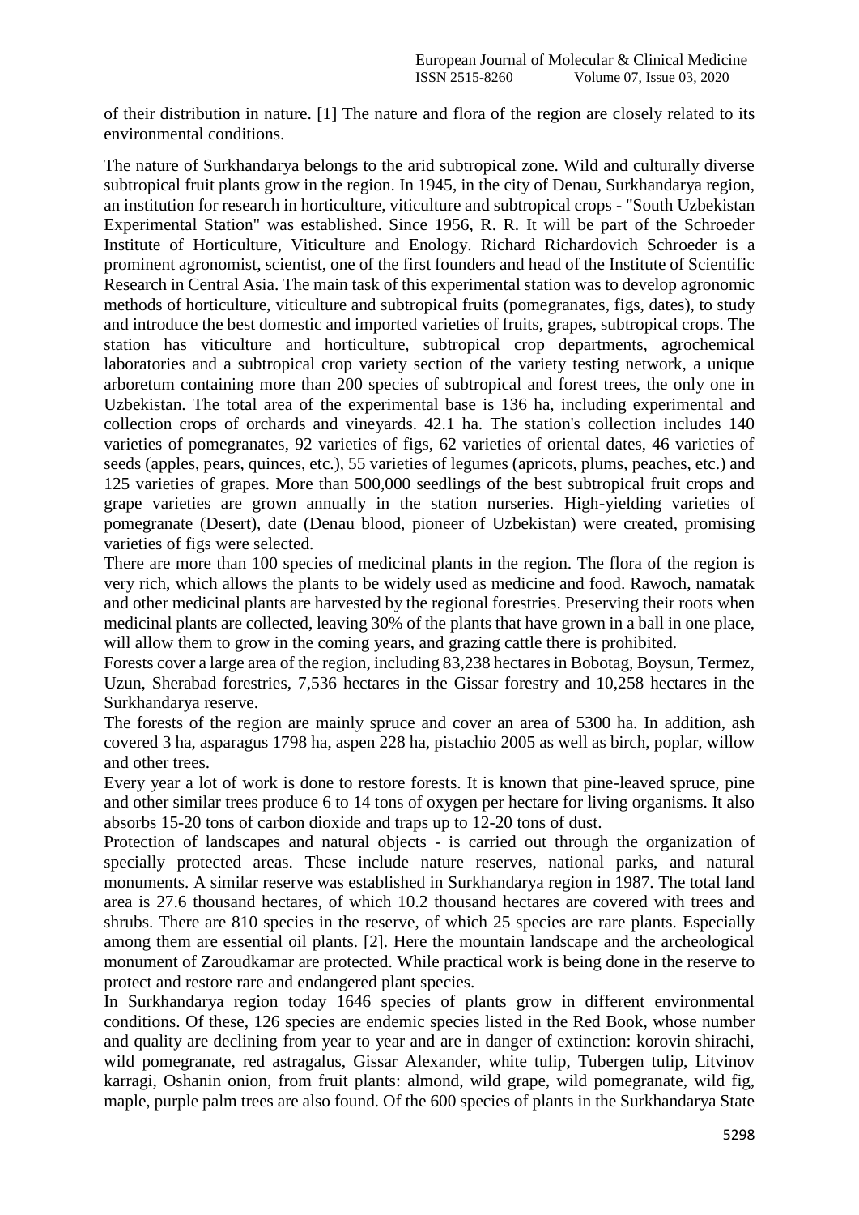of their distribution in nature. [1] The nature and flora of the region are closely related to its environmental conditions.

The nature of Surkhandarya belongs to the arid subtropical zone. Wild and culturally diverse subtropical fruit plants grow in the region. In 1945, in the city of Denau, Surkhandarya region, an institution for research in horticulture, viticulture and subtropical crops - "South Uzbekistan Experimental Station" was established. Since 1956, R. R. It will be part of the Schroeder Institute of Horticulture, Viticulture and Enology. Richard Richardovich Schroeder is a prominent agronomist, scientist, one of the first founders and head of the Institute of Scientific Research in Central Asia. The main task of this experimental station was to develop agronomic methods of horticulture, viticulture and subtropical fruits (pomegranates, figs, dates), to study and introduce the best domestic and imported varieties of fruits, grapes, subtropical crops. The station has viticulture and horticulture, subtropical crop departments, agrochemical laboratories and a subtropical crop variety section of the variety testing network, a unique arboretum containing more than 200 species of subtropical and forest trees, the only one in Uzbekistan. The total area of the experimental base is 136 ha, including experimental and collection crops of orchards and vineyards. 42.1 ha. The station's collection includes 140 varieties of pomegranates, 92 varieties of figs, 62 varieties of oriental dates, 46 varieties of seeds (apples, pears, quinces, etc.), 55 varieties of legumes (apricots, plums, peaches, etc.) and 125 varieties of grapes. More than 500,000 seedlings of the best subtropical fruit crops and grape varieties are grown annually in the station nurseries. High-yielding varieties of pomegranate (Desert), date (Denau blood, pioneer of Uzbekistan) were created, promising varieties of figs were selected.

There are more than 100 species of medicinal plants in the region. The flora of the region is very rich, which allows the plants to be widely used as medicine and food. Rawoch, namatak and other medicinal plants are harvested by the regional forestries. Preserving their roots when medicinal plants are collected, leaving 30% of the plants that have grown in a ball in one place, will allow them to grow in the coming years, and grazing cattle there is prohibited.

Forests cover a large area of the region, including 83,238 hectares in Bobotag, Boysun, Termez, Uzun, Sherabad forestries, 7,536 hectares in the Gissar forestry and 10,258 hectares in the Surkhandarya reserve.

The forests of the region are mainly spruce and cover an area of 5300 ha. In addition, ash covered 3 ha, asparagus 1798 ha, aspen 228 ha, pistachio 2005 as well as birch, poplar, willow and other trees.

Every year a lot of work is done to restore forests. It is known that pine-leaved spruce, pine and other similar trees produce 6 to 14 tons of oxygen per hectare for living organisms. It also absorbs 15-20 tons of carbon dioxide and traps up to 12-20 tons of dust.

Protection of landscapes and natural objects - is carried out through the organization of specially protected areas. These include nature reserves, national parks, and natural monuments. A similar reserve was established in Surkhandarya region in 1987. The total land area is 27.6 thousand hectares, of which 10.2 thousand hectares are covered with trees and shrubs. There are 810 species in the reserve, of which 25 species are rare plants. Especially among them are essential oil plants. [2]. Here the mountain landscape and the archeological monument of Zaroudkamar are protected. While practical work is being done in the reserve to protect and restore rare and endangered plant species.

In Surkhandarya region today 1646 species of plants grow in different environmental conditions. Of these, 126 species are endemic species listed in the Red Book, whose number and quality are declining from year to year and are in danger of extinction: korovin shirachi, wild pomegranate, red astragalus, Gissar Alexander, white tulip, Tubergen tulip, Litvinov karragi, Oshanin onion, from fruit plants: almond, wild grape, wild pomegranate, wild fig, maple, purple palm trees are also found. Of the 600 species of plants in the Surkhandarya State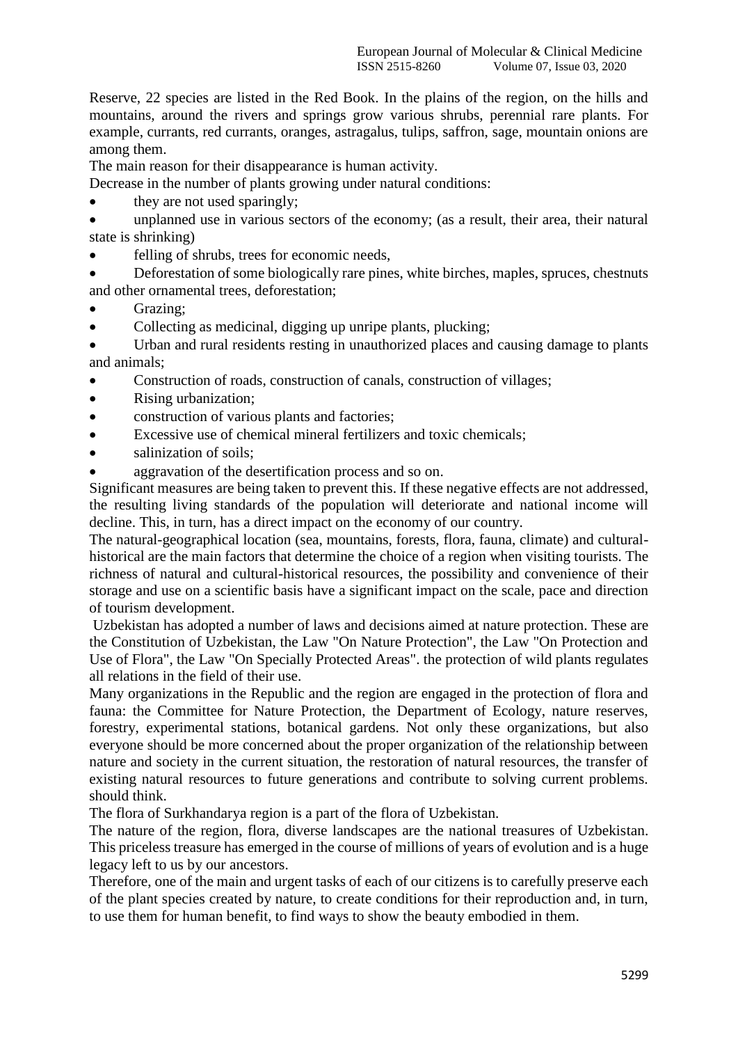Reserve, 22 species are listed in the Red Book. In the plains of the region, on the hills and mountains, around the rivers and springs grow various shrubs, perennial rare plants. For example, currants, red currants, oranges, astragalus, tulips, saffron, sage, mountain onions are among them.

The main reason for their disappearance is human activity.

Decrease in the number of plants growing under natural conditions:

- they are not used sparingly;
- unplanned use in various sectors of the economy; (as a result, their area, their natural state is shrinking)
- felling of shrubs, trees for economic needs,
- Deforestation of some biologically rare pines, white birches, maples, spruces, chestnuts and other ornamental trees, deforestation;
- Grazing;
- Collecting as medicinal, digging up unripe plants, plucking;
- Urban and rural residents resting in unauthorized places and causing damage to plants and animals;
- Construction of roads, construction of canals, construction of villages;
- Rising urbanization;
- construction of various plants and factories;
- Excessive use of chemical mineral fertilizers and toxic chemicals;
- salinization of soils;
- aggravation of the desertification process and so on.

Significant measures are being taken to prevent this. If these negative effects are not addressed, the resulting living standards of the population will deteriorate and national income will decline. This, in turn, has a direct impact on the economy of our country.

The natural-geographical location (sea, mountains, forests, flora, fauna, climate) and cultural-historical are the main factors that determine the choice of a region when visiting tourists. The richness of natural and cultural-historical resources, the possibility and convenience of their storage and use on a scientific basis have a significant impact on the scale, pace and direction of tourism development.

Uzbekistan has adopted a number of laws and decisions aimed at nature protection. These are the Constitution of Uzbekistan, the Law "On Nature Protection", the Law "On Protection and Use of Flora", the Law "On Specially Protected Areas". the protection of wild plants regulates all relations in the field of their use.

Many organizations in the Republic and the region are engaged in the protection of flora and fauna: the Committee for Nature Protection, the Department of Ecology, nature reserves, forestry, experimental stations, botanical gardens. Not only these organizations, but also everyone should be more concerned about the proper organization of the relationship between nature and society in the current situation, the restoration of natural resources, the transfer of existing natural resources to future generations and contribute to solving current problems. should think.

The flora of Surkhandarya region is a part of the flora of Uzbekistan.

The nature of the region, flora, diverse landscapes are the national treasures of Uzbekistan. This priceless treasure has emerged in the course of millions of years of evolution and is a huge legacy left to us by our ancestors.

Therefore, one of the main and urgent tasks of each of our citizens is to carefully preserve each of the plant species created by nature, to create conditions for their reproduction and, in turn, to use them for human benefit, to find ways to show the beauty embodied in them.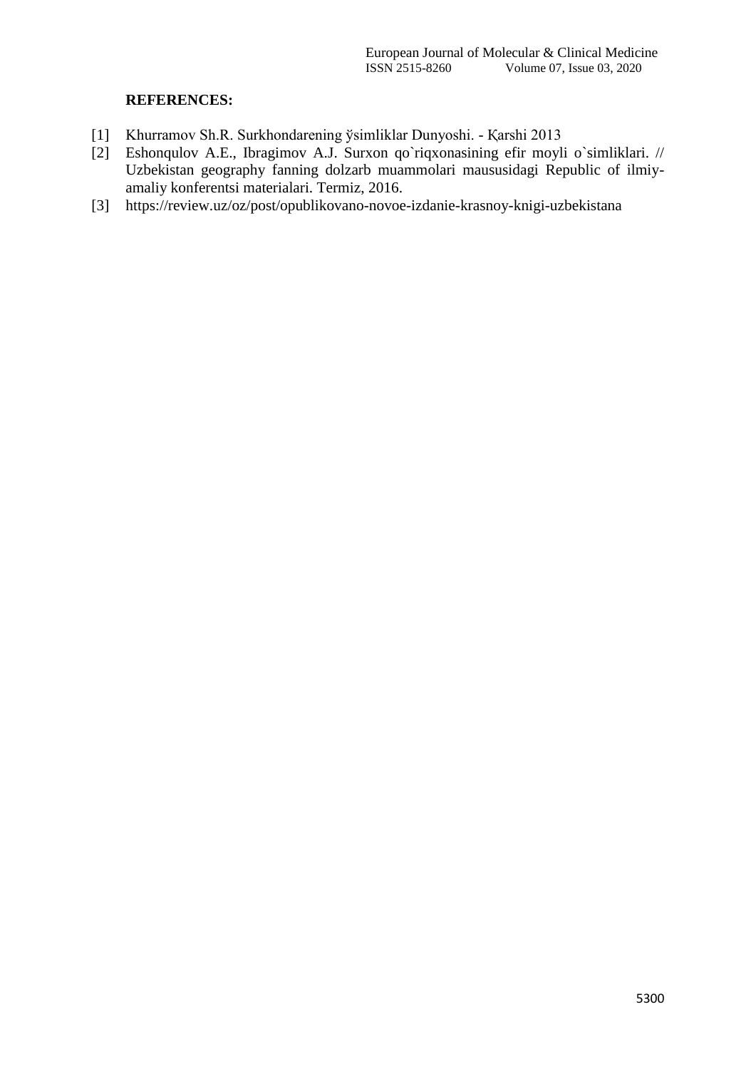**REFERENCES:**

[1] Khurramov Sh.R. Surkhondarening ўsimliklar Dunyoshi. - Қarshi 2013

[2] Eshonqulov A.E., Ibragimov A.J. Surxon qo`riqxonasining efir moyli o`simliklari. // Uzbekistan geography fanning dolzarb muammolari maususidagi Republic of ilmiy-amaliy konferentsi materialari. Termiz, 2016.

[3] https://review.uz/oz/post/opublikovano-novoe-izdanie-krasnoy-knigi-uzbekistana